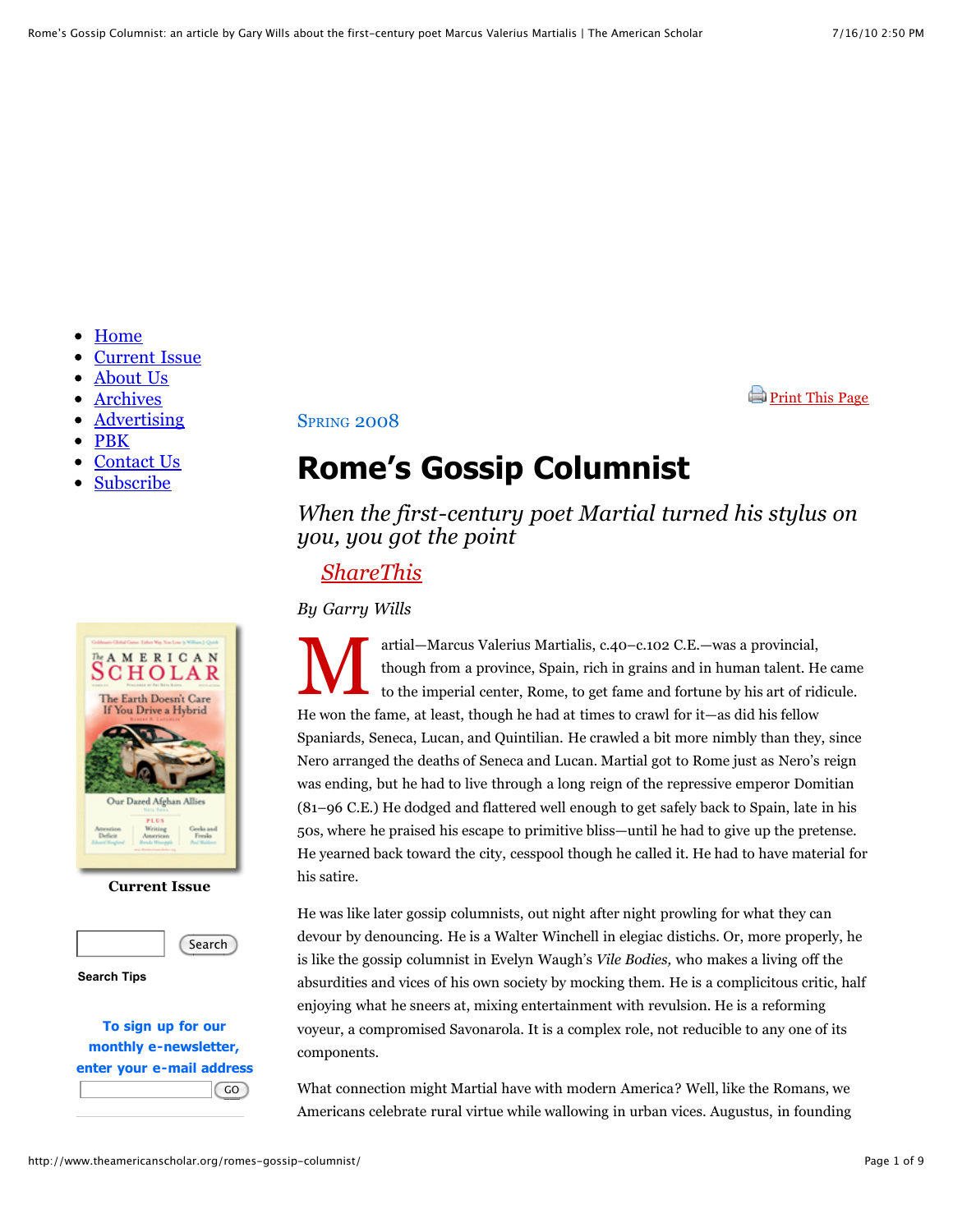- Home
- Current Issue
- About Us
- Archives
- Advertising
- PBK
- Contact Us
- Subscribe

Current Issue

Search

Search Tips

To sign up for our monthly e-newsletter, enter your e-mail address

GO

Print This Page

SPRING 2008

# Rome's Gossip Columnist

*When the first-century poet Martial turned his stylus on you, you got the point*

ShareThis

*By Garry Wills*

Martial—Marcus Valerius Martialis, c.40–c.102 C.E.—was a provincial, though from a province, Spain, rich in grains and in human talent. He came to the imperial center, Rome, to get fame and fortune by his art of ridicule. He won the fame, at least, though he had at times to crawl for it—as did his fellow Spaniards, Seneca, Lucan, and Quintilian. He crawled a bit more nimbly than they, since Nero arranged the deaths of Seneca and Lucan. Martial got to Rome just as Nero's reign was ending, but he had to live through a long reign of the repressive emperor Domitian (81–96 C.E.) He dodged and flattered well enough to get safely back to Spain, late in his 50s, where he praised his escape to primitive bliss—until he had to give up the pretense. He yearned back toward the city, cesspool though he called it. He had to have material for his satire.

He was like later gossip columnists, out night after night prowling for what they can devour by denouncing. He is a Walter Winchell in elegiac distichs. Or, more properly, he is like the gossip columnist in Evelyn Waugh's *Vile Bodies,* who makes a living off the absurdities and vices of his own society by mocking them. He is a complicitous critic, half enjoying what he sneers at, mixing entertainment with revulsion. He is a reforming voyeur, a compromised Savonarola. It is a complex role, not reducible to any one of its components.

What connection might Martial have with modern America? Well, like the Romans, we Americans celebrate rural virtue while wallowing in urban vices. Augustus, in founding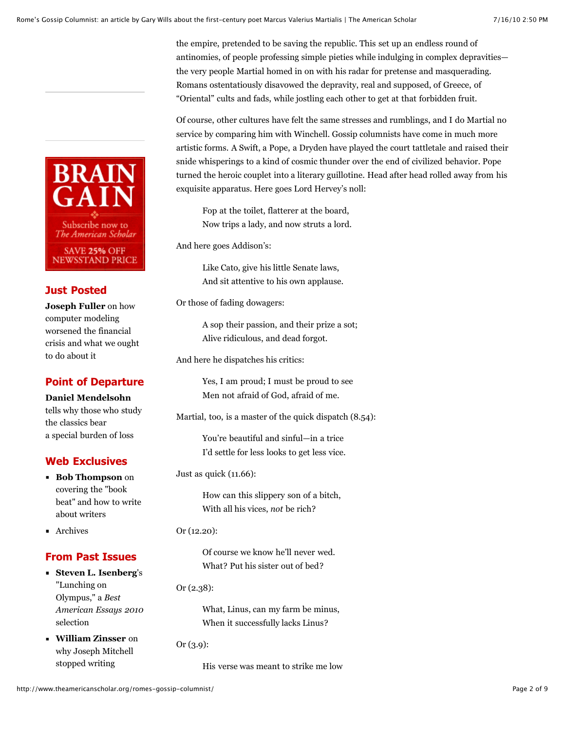the empire, pretended to be saving the republic. This set up an endless round of antinomies, of people professing simple pieties while indulging in complex depravities—the very people Martial homed in on with his radar for pretense and masquerading. Romans ostentatiously disavowed the depravity, real and supposed, of Greece, of "Oriental" cults and fads, while jostling each other to get at that forbidden fruit.

Of course, other cultures have felt the same stresses and rumblings, and I do Martial no service by comparing him with Winchell. Gossip columnists have come in much more artistic forms. A Swift, a Pope, a Dryden have played the court tattletale and raised their snide whisperings to a kind of cosmic thunder over the end of civilized behavior. Pope turned the heroic couplet into a literary guillotine. Head after head rolled away from his exquisite apparatus. Here goes Lord Hervey's noll:

> Fop at the toilet, flatterer at the board,
> Now trips a lady, and now struts a lord.

And here goes Addison's:

> Like Cato, give his little Senate laws,
> And sit attentive to his own applause.

Or those of fading dowagers:

> A sop their passion, and their prize a sot;
> Alive ridiculous, and dead forgot.

And here he dispatches his critics:

> Yes, I am proud; I must be proud to see
> Men not afraid of God, afraid of me.

Martial, too, is a master of the quick dispatch (8.54):

> You're beautiful and sinful—in a trice
> I'd settle for less looks to get less vice.

Just as quick (11.66):

> How can this slippery son of a bitch,
> With all his vices, *not* be rich?

Or (12.20):

> Of course we know he'll never wed.
> What? Put his sister out of bed?

Or (2.38):

> What, Linus, can my farm be minus,
> When it successfully lacks Linus?

Or (3.9):

> His verse was meant to strike me low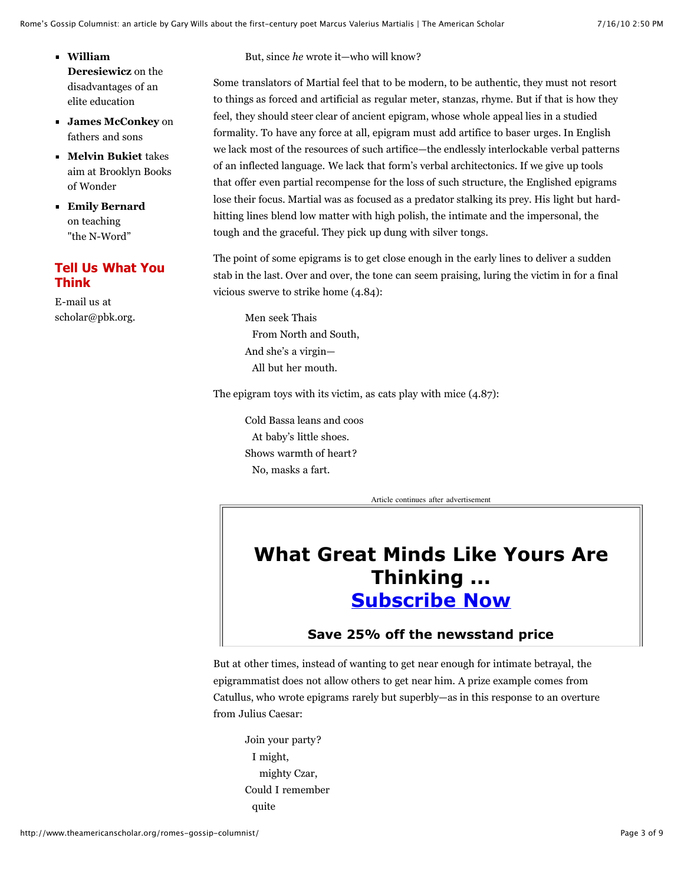- **William Deresiewicz** on the disadvantages of an elite education
- **James McConkey** on fathers and sons
- **Melvin Bukiet** takes aim at Brooklyn Books of Wonder
- **Emily Bernard** on teaching "the N-Word"

## Tell Us What You Think

E-mail us at scholar@pbk.org.

> But, since *he* wrote it—who will know?

Some translators of Martial feel that to be modern, to be authentic, they must not resort to things as forced and artificial as regular meter, stanzas, rhyme. But if that is how they feel, they should steer clear of ancient epigram, whose whole appeal lies in a studied formality. To have any force at all, epigram must add artifice to baser urges. In English we lack most of the resources of such artifice—the endlessly interlockable verbal patterns of an inflected language. We lack that form's verbal architectonics. If we give up tools that offer even partial recompense for the loss of such structure, the Englished epigrams lose their focus. Martial was as focused as a predator stalking its prey. His light but hard-hitting lines blend low matter with high polish, the intimate and the impersonal, the tough and the graceful. They pick up dung with silver tongs.

The point of some epigrams is to get close enough in the early lines to deliver a sudden stab in the last. Over and over, the tone can seem praising, luring the victim in for a final vicious swerve to strike home (4.84):

> Men seek Thais
> From North and South,
> And she's a virgin—
> All but her mouth.

The epigram toys with its victim, as cats play with mice (4.87):

> Cold Bassa leans and coos
> At baby's little shoes.
> Shows warmth of heart?
> No, masks a fart.

But at other times, instead of wanting to get near enough for intimate betrayal, the epigrammatist does not allow others to get near him. A prize example comes from Catullus, who wrote epigrams rarely but superbly—as in this response to an overture from Julius Caesar:

> Join your party?
> I might,
> mighty Czar,
> Could I remember
> quite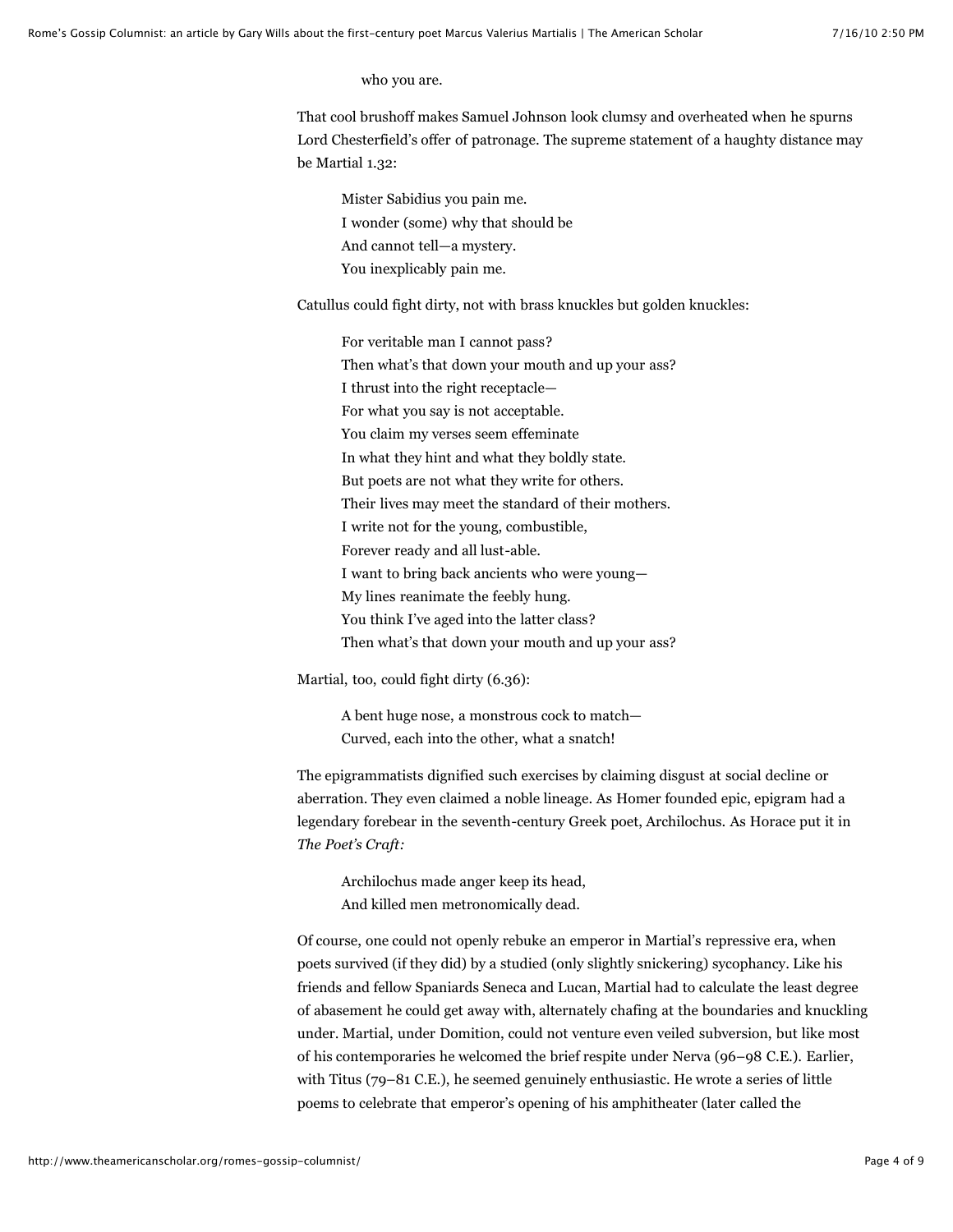who you are.

That cool brushoff makes Samuel Johnson look clumsy and overheated when he spurns Lord Chesterfield's offer of patronage. The supreme statement of a haughty distance may be Martial 1.32:

> Mister Sabidius you pain me.
> I wonder (some) why that should be
> And cannot tell—a mystery.
> You inexplicably pain me.

Catullus could fight dirty, not with brass knuckles but golden knuckles:

> For veritable man I cannot pass?
> Then what's that down your mouth and up your ass?
> I thrust into the right receptacle—
> For what you say is not acceptable.
> You claim my verses seem effeminate
> In what they hint and what they boldly state.
> But poets are not what they write for others.
> Their lives may meet the standard of their mothers.
> I write not for the young, combustible,
> Forever ready and all lust-able.
> I want to bring back ancients who were young—
> My lines reanimate the feebly hung.
> You think I've aged into the latter class?
> Then what's that down your mouth and up your ass?

Martial, too, could fight dirty (6.36):

> A bent huge nose, a monstrous cock to match—
> Curved, each into the other, what a snatch!

The epigrammatists dignified such exercises by claiming disgust at social decline or aberration. They even claimed a noble lineage. As Homer founded epic, epigram had a legendary forebear in the seventh-century Greek poet, Archilochus. As Horace put it in *The Poet's Craft:*

> Archilochus made anger keep its head,
> And killed men metronomically dead.

Of course, one could not openly rebuke an emperor in Martial's repressive era, when poets survived (if they did) by a studied (only slightly snickering) sycophancy. Like his friends and fellow Spaniards Seneca and Lucan, Martial had to calculate the least degree of abasement he could get away with, alternately chafing at the boundaries and knuckling under. Martial, under Domition, could not venture even veiled subversion, but like most of his contemporaries he welcomed the brief respite under Nerva (96–98 C.E.). Earlier, with Titus (79–81 C.E.), he seemed genuinely enthusiastic. He wrote a series of little poems to celebrate that emperor's opening of his amphitheater (later called the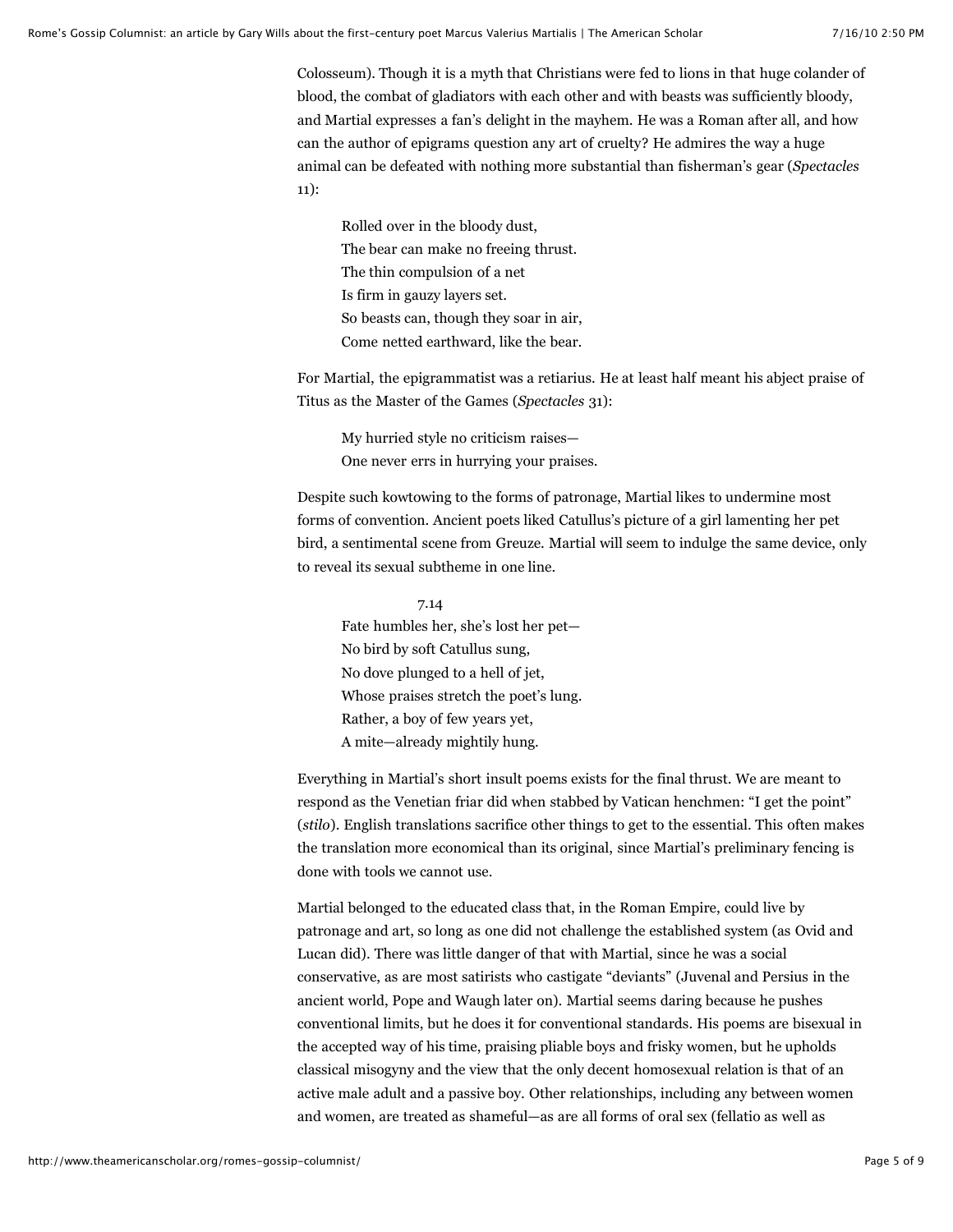Colosseum). Though it is a myth that Christians were fed to lions in that huge colander of blood, the combat of gladiators with each other and with beasts was sufficiently bloody, and Martial expresses a fan's delight in the mayhem. He was a Roman after all, and how can the author of epigrams question any art of cruelty? He admires the way a huge animal can be defeated with nothing more substantial than fisherman's gear (*Spectacles* 11):

> Rolled over in the bloody dust,
> The bear can make no freeing thrust.
> The thin compulsion of a net
> Is firm in gauzy layers set.
> So beasts can, though they soar in air,
> Come netted earthward, like the bear.

For Martial, the epigrammatist was a retiarius. He at least half meant his abject praise of Titus as the Master of the Games (*Spectacles* 31):

> My hurried style no criticism raises—
> One never errs in hurrying your praises.

Despite such kowtowing to the forms of patronage, Martial likes to undermine most forms of convention. Ancient poets liked Catullus's picture of a girl lamenting her pet bird, a sentimental scene from Greuze. Martial will seem to indulge the same device, only to reveal its sexual subtheme in one line.

> 7.14
>
> Fate humbles her, she's lost her pet—
> No bird by soft Catullus sung,
> No dove plunged to a hell of jet,
> Whose praises stretch the poet's lung.
> Rather, a boy of few years yet,
> A mite—already mightily hung.

Everything in Martial's short insult poems exists for the final thrust. We are meant to respond as the Venetian friar did when stabbed by Vatican henchmen: "I get the point" (*stilo*). English translations sacrifice other things to get to the essential. This often makes the translation more economical than its original, since Martial's preliminary fencing is done with tools we cannot use.

Martial belonged to the educated class that, in the Roman Empire, could live by patronage and art, so long as one did not challenge the established system (as Ovid and Lucan did). There was little danger of that with Martial, since he was a social conservative, as are most satirists who castigate "deviants" (Juvenal and Persius in the ancient world, Pope and Waugh later on). Martial seems daring because he pushes conventional limits, but he does it for conventional standards. His poems are bisexual in the accepted way of his time, praising pliable boys and frisky women, but he upholds classical misogyny and the view that the only decent homosexual relation is that of an active male adult and a passive boy. Other relationships, including any between women and women, are treated as shameful—as are all forms of oral sex (fellatio as well as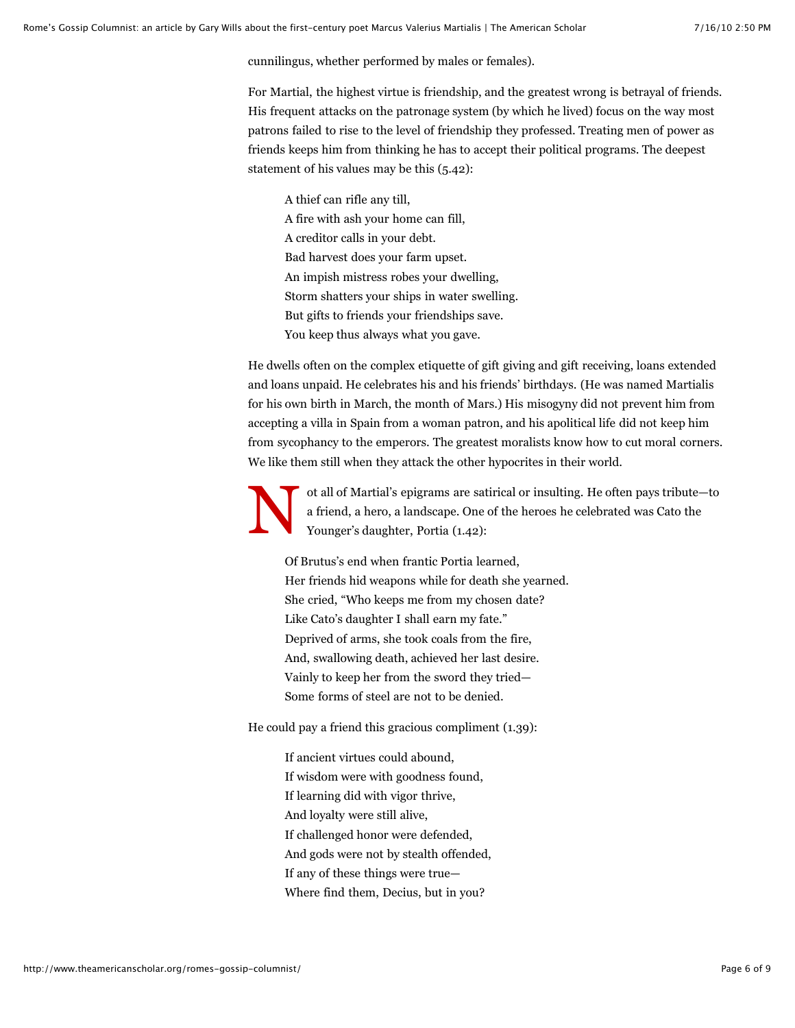cunnilingus, whether performed by males or females).

For Martial, the highest virtue is friendship, and the greatest wrong is betrayal of friends. His frequent attacks on the patronage system (by which he lived) focus on the way most patrons failed to rise to the level of friendship they professed. Treating men of power as friends keeps him from thinking he has to accept their political programs. The deepest statement of his values may be this (5.42):

> A thief can rifle any till,  
> A fire with ash your home can fill,  
> A creditor calls in your debt.  
> Bad harvest does your farm upset.  
> An impish mistress robes your dwelling,  
> Storm shatters your ships in water swelling.  
> But gifts to friends your friendships save.  
> You keep thus always what you gave.

He dwells often on the complex etiquette of gift giving and gift receiving, loans extended and loans unpaid. He celebrates his and his friends' birthdays. (He was named Martialis for his own birth in March, the month of Mars.) His misogyny did not prevent him from accepting a villa in Spain from a woman patron, and his apolitical life did not keep him from sycophancy to the emperors. The greatest moralists know how to cut moral corners. We like them still when they attack the other hypocrites in their world.

Not all of Martial's epigrams are satirical or insulting. He often pays tribute—to a friend, a hero, a landscape. One of the heroes he celebrated was Cato the Younger's daughter, Portia (1.42):

> Of Brutus's end when frantic Portia learned,  
> Her friends hid weapons while for death she yearned.  
> She cried, "Who keeps me from my chosen date?  
> Like Cato's daughter I shall earn my fate."  
> Deprived of arms, she took coals from the fire,  
> And, swallowing death, achieved her last desire.  
> Vainly to keep her from the sword they tried—  
> Some forms of steel are not to be denied.

He could pay a friend this gracious compliment (1.39):

> If ancient virtues could abound,  
> If wisdom were with goodness found,  
> If learning did with vigor thrive,  
> And loyalty were still alive,  
> If challenged honor were defended,  
> And gods were not by stealth offended,  
> If any of these things were true—  
> Where find them, Decius, but in you?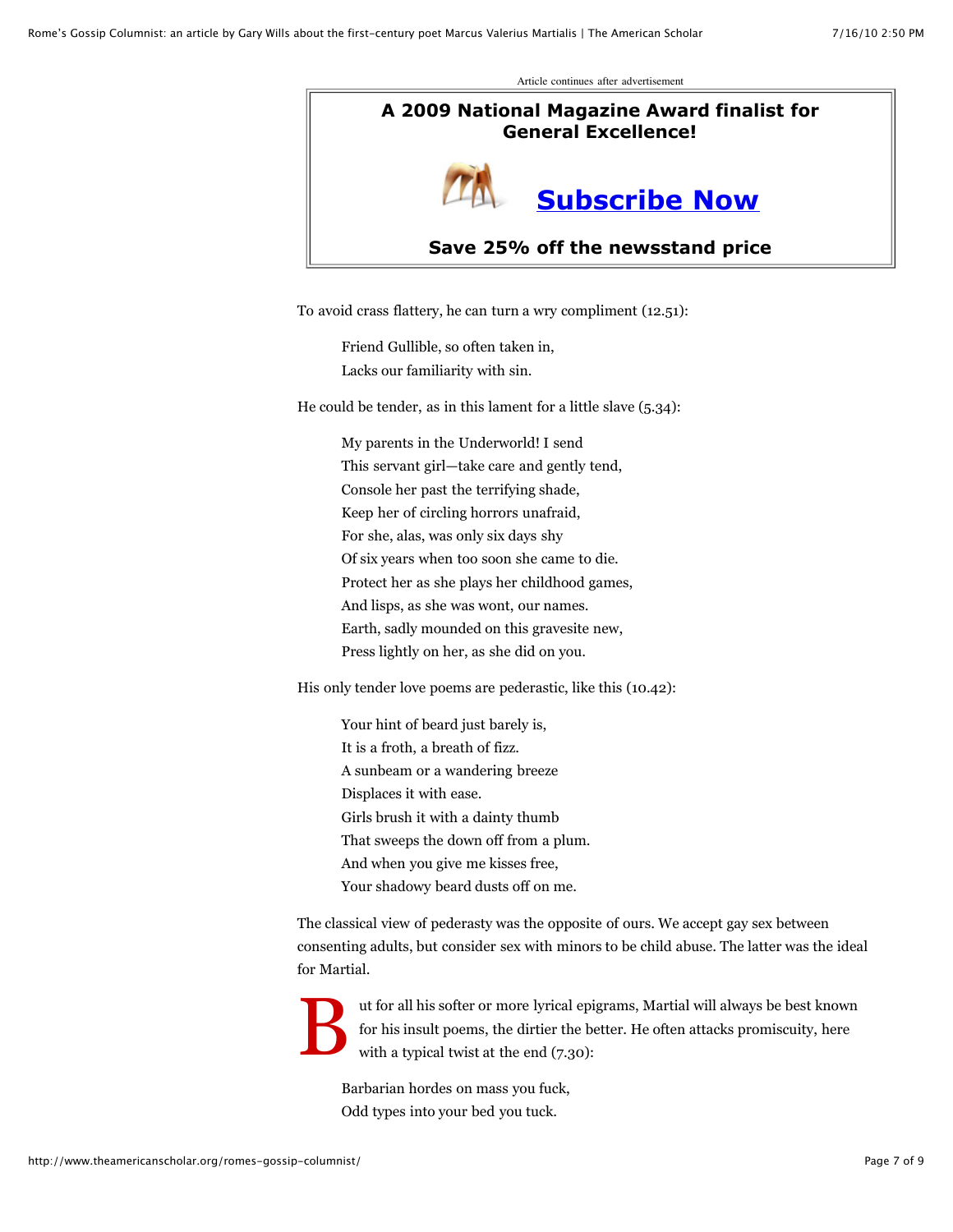Article continues after advertisement

To avoid crass flattery, he can turn a wry compliment (12.51):

> Friend Gullible, so often taken in,
> Lacks our familiarity with sin.

He could be tender, as in this lament for a little slave (5.34):

> My parents in the Underworld! I send
> This servant girl—take care and gently tend,
> Console her past the terrifying shade,
> Keep her of circling horrors unafraid,
> For she, alas, was only six days shy
> Of six years when too soon she came to die.
> Protect her as she plays her childhood games,
> And lisps, as she was wont, our names.
> Earth, sadly mounded on this gravesite new,
> Press lightly on her, as she did on you.

His only tender love poems are pederastic, like this (10.42):

> Your hint of beard just barely is,
> It is a froth, a breath of fizz.
> A sunbeam or a wandering breeze
> Displaces it with ease.
> Girls brush it with a dainty thumb
> That sweeps the down off from a plum.
> And when you give me kisses free,
> Your shadowy beard dusts off on me.

The classical view of pederasty was the opposite of ours. We accept gay sex between consenting adults, but consider sex with minors to be child abuse. The latter was the ideal for Martial.

But for all his softer or more lyrical epigrams, Martial will always be best known for his insult poems, the dirtier the better. He often attacks promiscuity, here with a typical twist at the end (7.30):

> Barbarian hordes on mass you fuck,
> Odd types into your bed you tuck.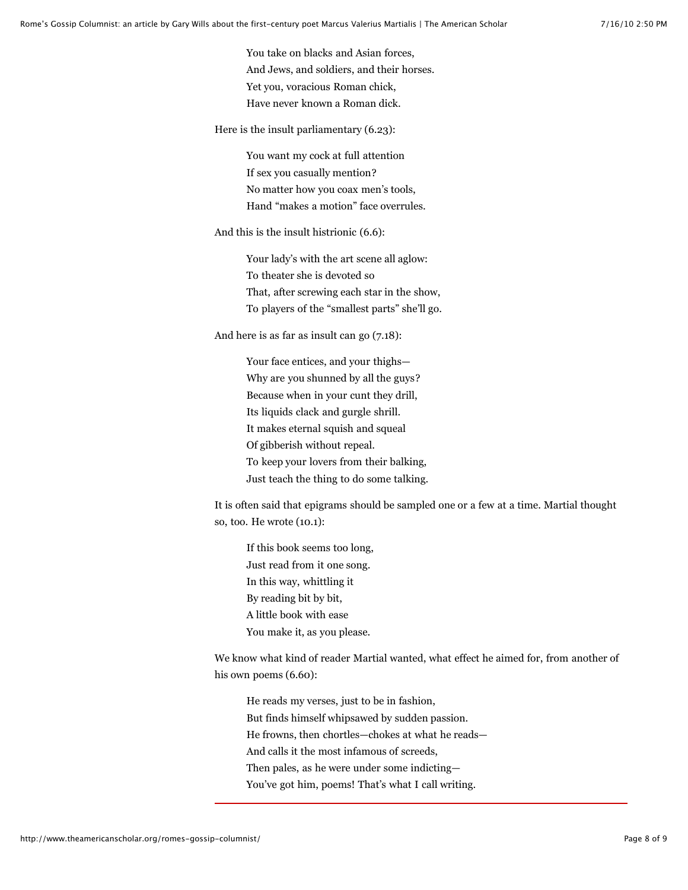> You take on blacks and Asian forces,
> And Jews, and soldiers, and their horses.
> Yet you, voracious Roman chick,
> Have never known a Roman dick.

Here is the insult parliamentary (6.23):

> You want my cock at full attention
> If sex you casually mention?
> No matter how you coax men's tools,
> Hand "makes a motion" face overrules.

And this is the insult histrionic (6.6):

> Your lady's with the art scene all aglow:
> To theater she is devoted so
> That, after screwing each star in the show,
> To players of the "smallest parts" she'll go.

And here is as far as insult can go (7.18):

> Your face entices, and your thighs—
> Why are you shunned by all the guys?
> Because when in your cunt they drill,
> Its liquids clack and gurgle shrill.
> It makes eternal squish and squeal
> Of gibberish without repeal.
> To keep your lovers from their balking,
> Just teach the thing to do some talking.

It is often said that epigrams should be sampled one or a few at a time. Martial thought so, too. He wrote (10.1):

> If this book seems too long,
> Just read from it one song.
> In this way, whittling it
> By reading bit by bit,
> A little book with ease
> You make it, as you please.

We know what kind of reader Martial wanted, what effect he aimed for, from another of his own poems (6.60):

> He reads my verses, just to be in fashion,
> But finds himself whipsawed by sudden passion.
> He frowns, then chortles—chokes at what he reads—
> And calls it the most infamous of screeds,
> Then pales, as he were under some indicting—
> You've got him, poems! That's what I call writing.

---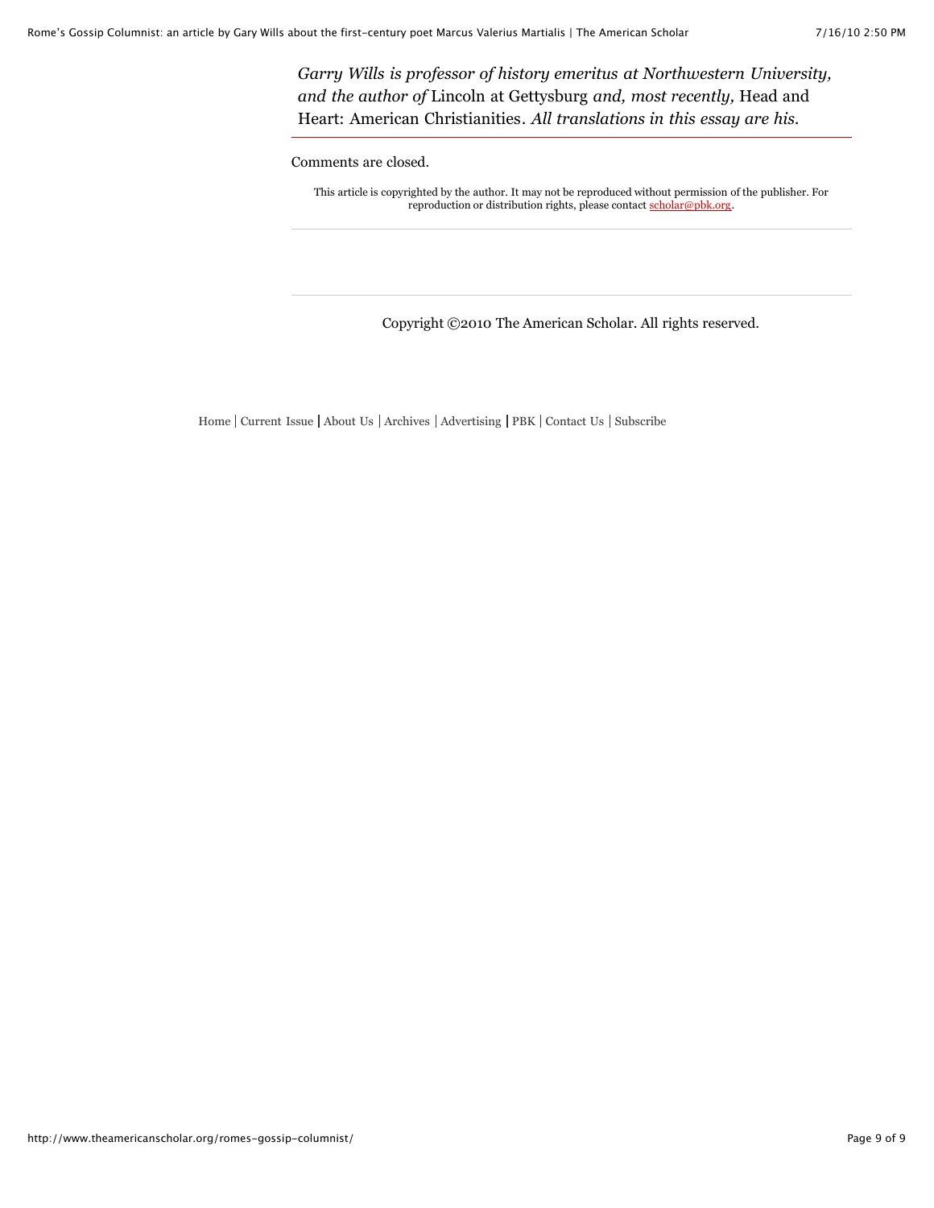*Garry Wills is professor of history emeritus at Northwestern University, and the author of* Lincoln at Gettysburg *and, most recently,* Head and Heart: American Christianities. *All translations in this essay are his.*

Comments are closed.

This article is copyrighted by the author. It may not be reproduced without permission of the publisher. For reproduction or distribution rights, please contact scholar@pbk.org.

Copyright ©2010 The American Scholar. All rights reserved.

Home | Current Issue | About Us | Archives | Advertising | PBK | Contact Us | Subscribe